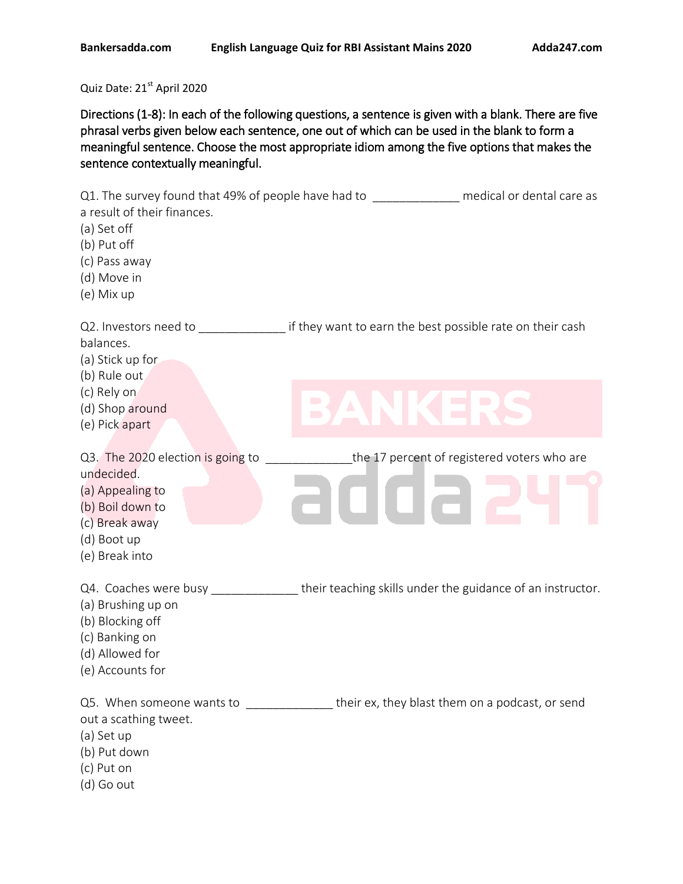Quiz Date: 21st April 2020

**Directions (1-8): In each of the following questions, a sentence is given with a blank. There are five phrasal verbs given below each sentence, one out of which can be used in the blank to form a meaningful sentence. Choose the most appropriate idiom among the five options that makes the sentence contextually meaningful.**

Q1. The survey found that 49% of people have had to _____________ medical or dental care as a result of their finances.
(a) Set off
(b) Put off
(c) Pass away
(d) Move in
(e) Mix up

Q2. Investors need to _____________ if they want to earn the best possible rate on their cash balances.
(a) Stick up for
(b) Rule out
(c) Rely on
(d) Shop around
(e) Pick apart

Q3. The 2020 election is going to _____________the 17 percent of registered voters who are undecided.
(a) Appealing to
(b) Boil down to
(c) Break away
(d) Boot up
(e) Break into

Q4. Coaches were busy _____________ their teaching skills under the guidance of an instructor.
(a) Brushing up on
(b) Blocking off
(c) Banking on
(d) Allowed for
(e) Accounts for

Q5. When someone wants to _____________ their ex, they blast them on a podcast, or send out a scathing tweet.
(a) Set up
(b) Put down
(c) Put on
(d) Go out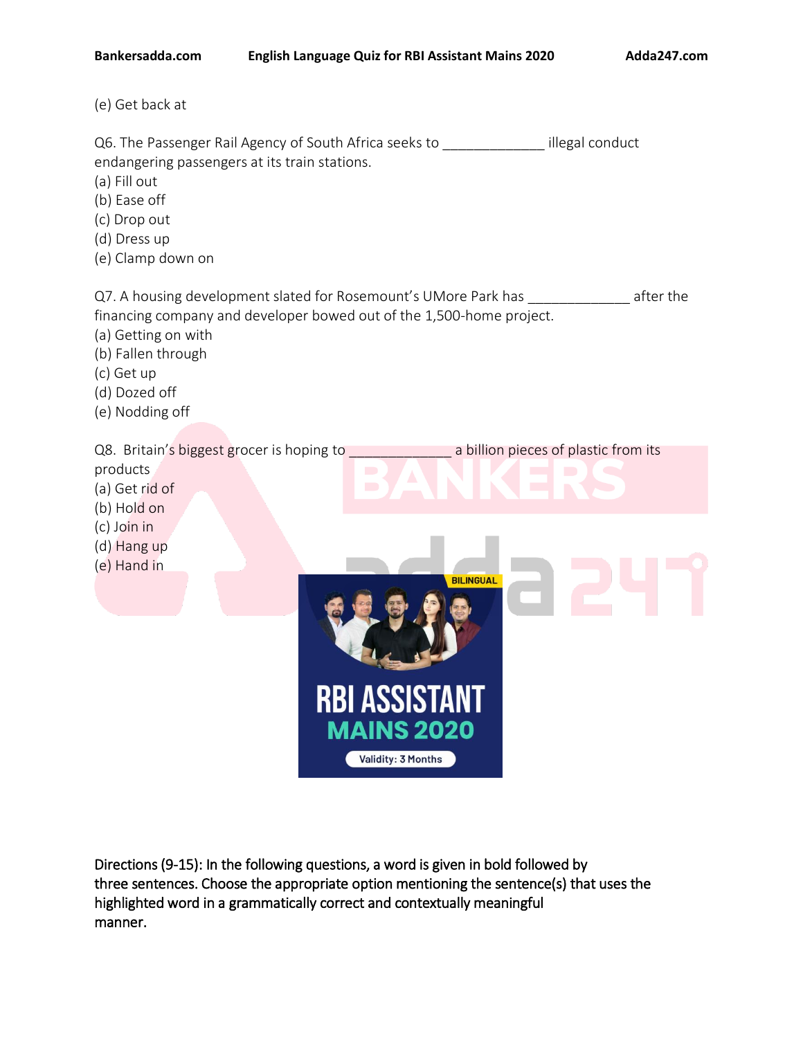(e) Get back at

Q6. The Passenger Rail Agency of South Africa seeks to _____________ illegal conduct endangering passengers at its train stations.
(a) Fill out
(b) Ease off
(c) Drop out
(d) Dress up
(e) Clamp down on

Q7. A housing development slated for Rosemount's UMore Park has _____________ after the financing company and developer bowed out of the 1,500-home project.
(a) Getting on with
(b) Fallen through
(c) Get up
(d) Dozed off
(e) Nodding off

Q8. Britain's biggest grocer is hoping to _____________ a billion pieces of plastic from its products
(a) Get rid of
(b) Hold on
(c) Join in
(d) Hang up
(e) Hand in

Directions (9-15): In the following questions, a word is given in bold followed by three sentences. Choose the appropriate option mentioning the sentence(s) that uses the highlighted word in a grammatically correct and contextually meaningful manner.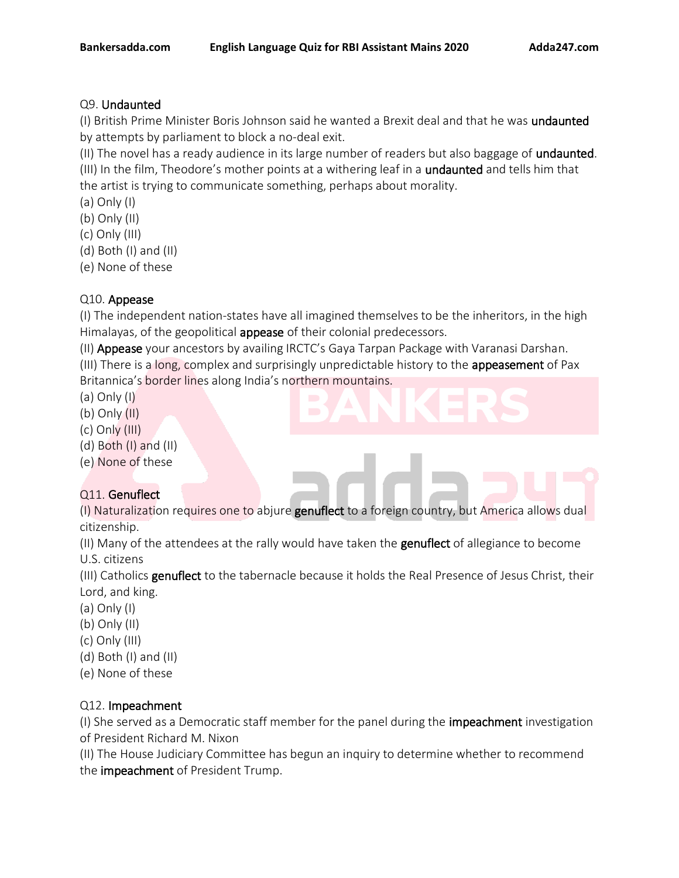Q9. Undaunted

(I) British Prime Minister Boris Johnson said he wanted a Brexit deal and that he was **undaunted** by attempts by parliament to block a no-deal exit.

(II) The novel has a ready audience in its large number of readers but also baggage of **undaunted**.

(III) In the film, Theodore's mother points at a withering leaf in a **undaunted** and tells him that the artist is trying to communicate something, perhaps about morality.

(a) Only (I)
(b) Only (II)
(c) Only (III)
(d) Both (I) and (II)
(e) None of these

Q10. Appease

(I) The independent nation-states have all imagined themselves to be the inheritors, in the high Himalayas, of the geopolitical **appease** of their colonial predecessors.

(II) **Appease** your ancestors by availing IRCTC's Gaya Tarpan Package with Varanasi Darshan.

(III) There is a long, complex and surprisingly unpredictable history to the **appeasement** of Pax Britannica's border lines along India's northern mountains.

(a) Only (I)
(b) Only (II)
(c) Only (III)
(d) Both (I) and (II)
(e) None of these

Q11. Genuflect

(I) Naturalization requires one to abjure **genuflect** to a foreign country, but America allows dual citizenship.

(II) Many of the attendees at the rally would have taken the **genuflect** of allegiance to become U.S. citizens

(III) Catholics **genuflect** to the tabernacle because it holds the Real Presence of Jesus Christ, their Lord, and king.

(a) Only (I)
(b) Only (II)
(c) Only (III)
(d) Both (I) and (II)
(e) None of these

Q12. Impeachment

(I) She served as a Democratic staff member for the panel during the **impeachment** investigation of President Richard M. Nixon

(II) The House Judiciary Committee has begun an inquiry to determine whether to recommend the **impeachment** of President Trump.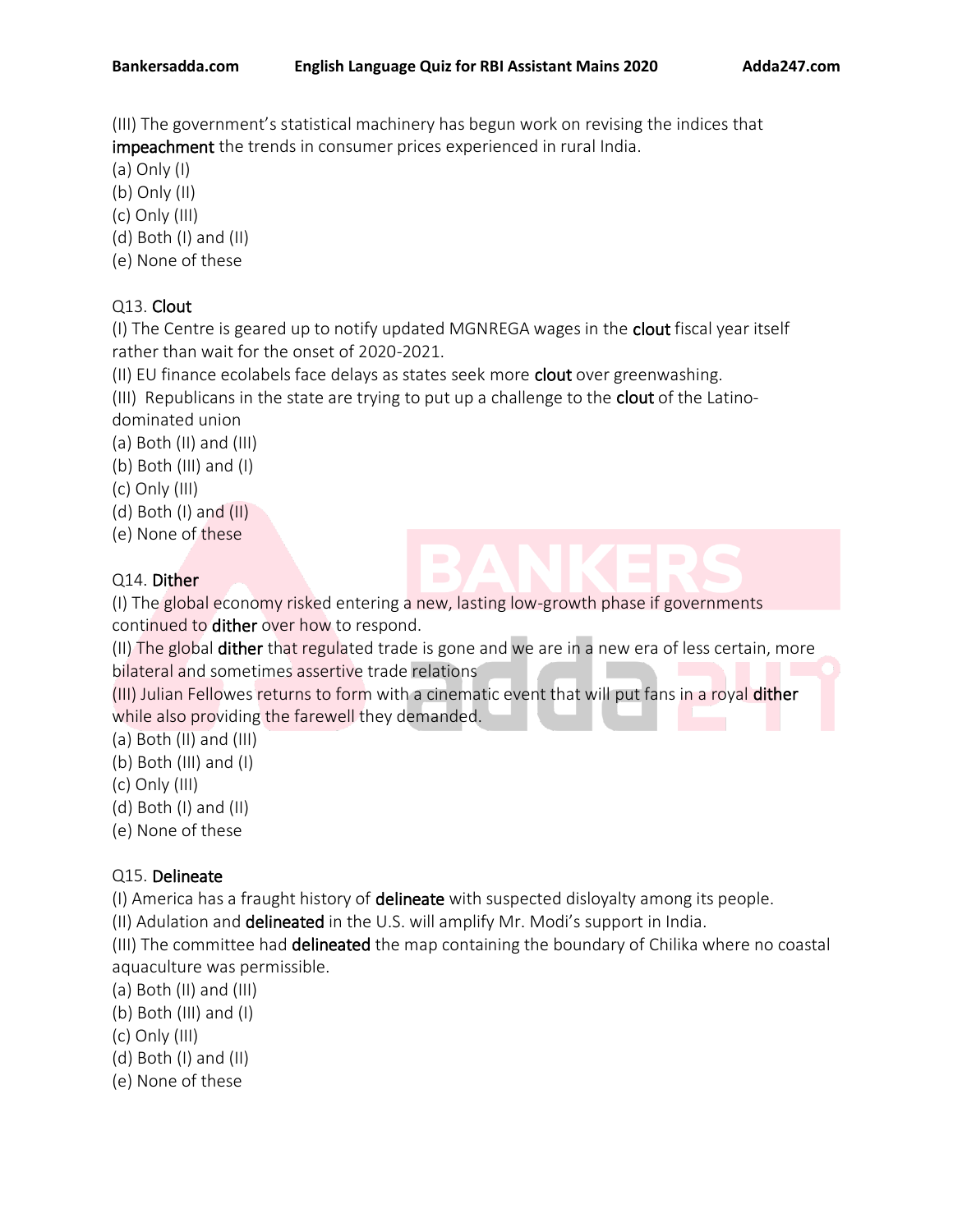(III) The government's statistical machinery has begun work on revising the indices that **impeachment** the trends in consumer prices experienced in rural India.

(a) Only (I)
(b) Only (II)
(c) Only (III)
(d) Both (I) and (II)
(e) None of these

Q13. **Clout**

(I) The Centre is geared up to notify updated MGNREGA wages in the **clout** fiscal year itself rather than wait for the onset of 2020-2021.
(II) EU finance ecolabels face delays as states seek more **clout** over greenwashing.
(III) Republicans in the state are trying to put up a challenge to the **clout** of the Latino-dominated union

(a) Both (II) and (III)
(b) Both (III) and (I)
(c) Only (III)
(d) Both (I) and (II)
(e) None of these

Q14. **Dither**

(I) The global economy risked entering a new, lasting low-growth phase if governments continued to **dither** over how to respond.
(II) The global **dither** that regulated trade is gone and we are in a new era of less certain, more bilateral and sometimes assertive trade relations
(III) Julian Fellowes returns to form with a cinematic event that will put fans in a royal **dither** while also providing the farewell they demanded.

(a) Both (II) and (III)
(b) Both (III) and (I)
(c) Only (III)
(d) Both (I) and (II)
(e) None of these

Q15. **Delineate**

(I) America has a fraught history of **delineate** with suspected disloyalty among its people.
(II) Adulation and **delineated** in the U.S. will amplify Mr. Modi's support in India.
(III) The committee had **delineated** the map containing the boundary of Chilika where no coastal aquaculture was permissible.

(a) Both (II) and (III)
(b) Both (III) and (I)
(c) Only (III)
(d) Both (I) and (II)
(e) None of these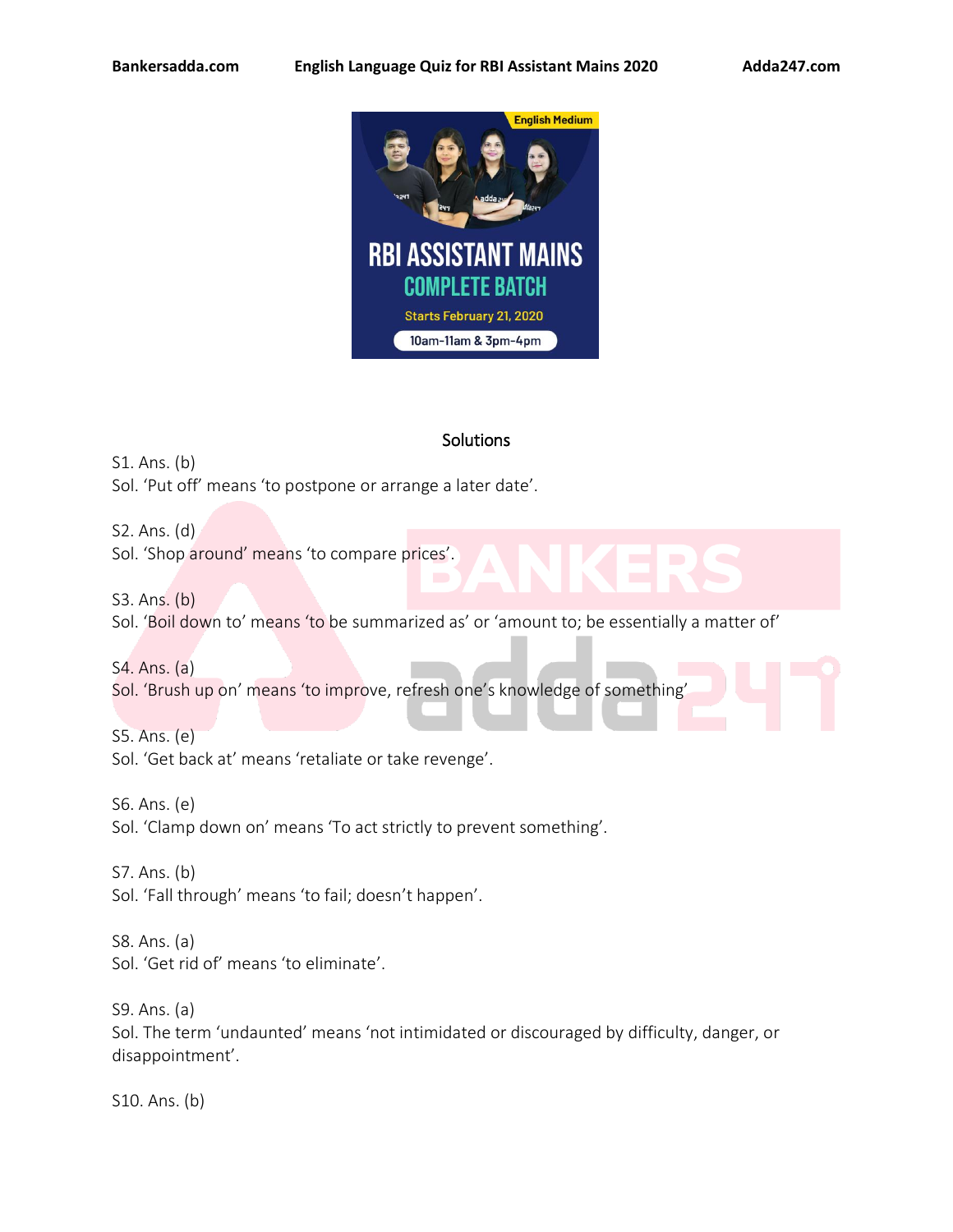## Solutions

S1. Ans. (b)
Sol. 'Put off' means 'to postpone or arrange a later date'.

S2. Ans. (d)
Sol. 'Shop around' means 'to compare prices'.

S3. Ans. (b)
Sol. 'Boil down to' means 'to be summarized as' or 'amount to; be essentially a matter of'

S4. Ans. (a)
Sol. 'Brush up on' means 'to improve, refresh one's knowledge of something'

S5. Ans. (e)
Sol. 'Get back at' means 'retaliate or take revenge'.

S6. Ans. (e)
Sol. 'Clamp down on' means 'To act strictly to prevent something'.

S7. Ans. (b)
Sol. 'Fall through' means 'to fail; doesn't happen'.

S8. Ans. (a)
Sol. 'Get rid of' means 'to eliminate'.

S9. Ans. (a)
Sol. The term 'undaunted' means 'not intimidated or discouraged by difficulty, danger, or disappointment'.

S10. Ans. (b)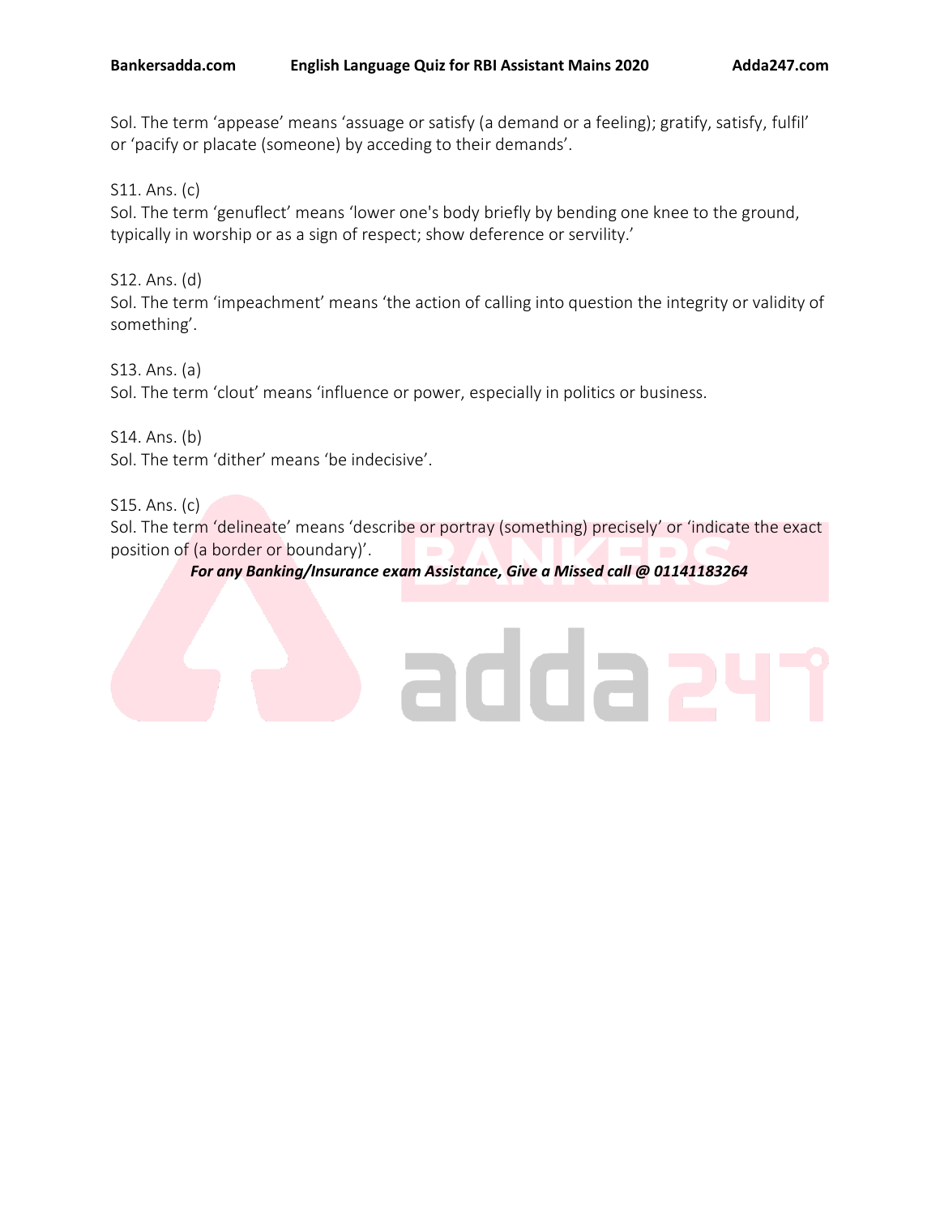Sol. The term 'appease' means 'assuage or satisfy (a demand or a feeling); gratify, satisfy, fulfil' or 'pacify or placate (someone) by acceding to their demands'.

S11. Ans. (c)
Sol. The term 'genuflect' means 'lower one's body briefly by bending one knee to the ground, typically in worship or as a sign of respect; show deference or servility.'

S12. Ans. (d)
Sol. The term 'impeachment' means 'the action of calling into question the integrity or validity of something'.

S13. Ans. (a)
Sol. The term 'clout' means 'influence or power, especially in politics or business.

S14. Ans. (b)
Sol. The term 'dither' means 'be indecisive'.

S15. Ans. (c)
Sol. The term 'delineate' means 'describe or portray (something) precisely' or 'indicate the exact position of (a border or boundary)'.

***For any Banking/Insurance exam Assistance, Give a Missed call @ 01141183264***